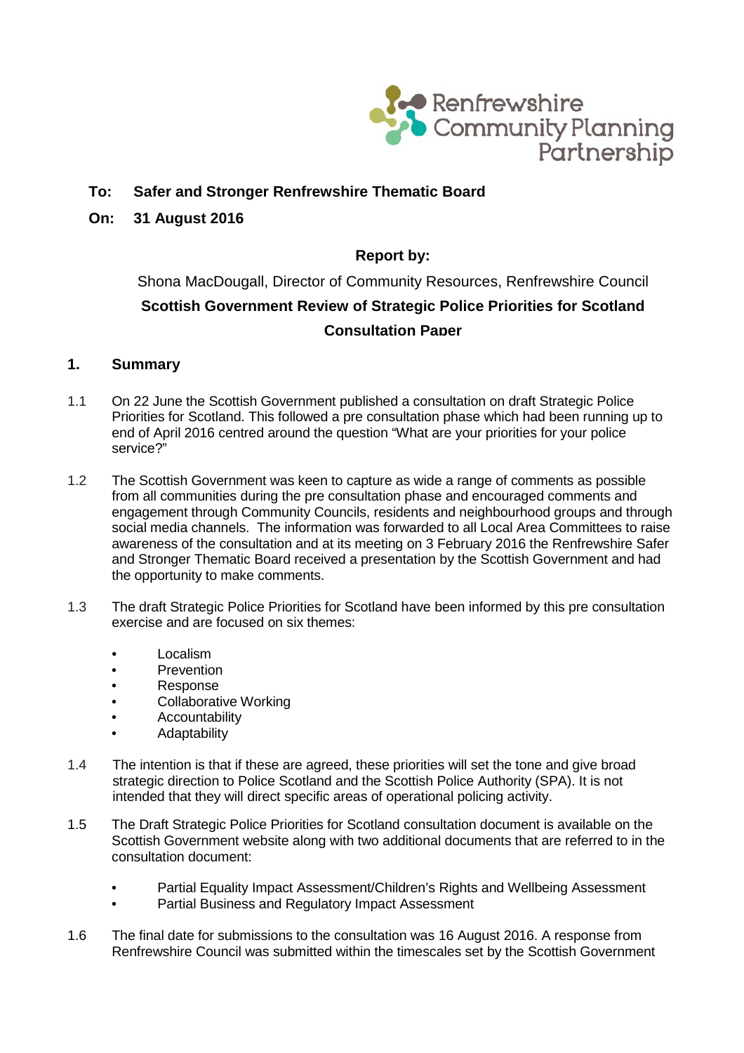Renfrewshire Community Planning Partnership

**To: Safer and Stronger Renfrewshire Thematic Board**

**On: 31 August 2016**

**Report by:**

Shona MacDougall, Director of Community Resources, Renfrewshire Council

**Scottish Government Review of Strategic Police Priorities for Scotland Consultation Paper**

## 1. Summary

1.1 On 22 June the Scottish Government published a consultation on draft Strategic Police Priorities for Scotland. This followed a pre consultation phase which had been running up to end of April 2016 centred around the question "What are your priorities for your police service?"

1.2 The Scottish Government was keen to capture as wide a range of comments as possible from all communities during the pre consultation phase and encouraged comments and engagement through Community Councils, residents and neighbourhood groups and through social media channels. The information was forwarded to all Local Area Committees to raise awareness of the consultation and at its meeting on 3 February 2016 the Renfrewshire Safer and Stronger Thematic Board received a presentation by the Scottish Government and had the opportunity to make comments.

1.3 The draft Strategic Police Priorities for Scotland have been informed by this pre consultation exercise and are focused on six themes:

- Localism
- Prevention
- Response
- Collaborative Working
- Accountability
- Adaptability

1.4 The intention is that if these are agreed, these priorities will set the tone and give broad strategic direction to Police Scotland and the Scottish Police Authority (SPA). It is not intended that they will direct specific areas of operational policing activity.

1.5 The Draft Strategic Police Priorities for Scotland consultation document is available on the Scottish Government website along with two additional documents that are referred to in the consultation document:

- Partial Equality Impact Assessment/Children's Rights and Wellbeing Assessment
- Partial Business and Regulatory Impact Assessment

1.6 The final date for submissions to the consultation was 16 August 2016. A response from Renfrewshire Council was submitted within the timescales set by the Scottish Government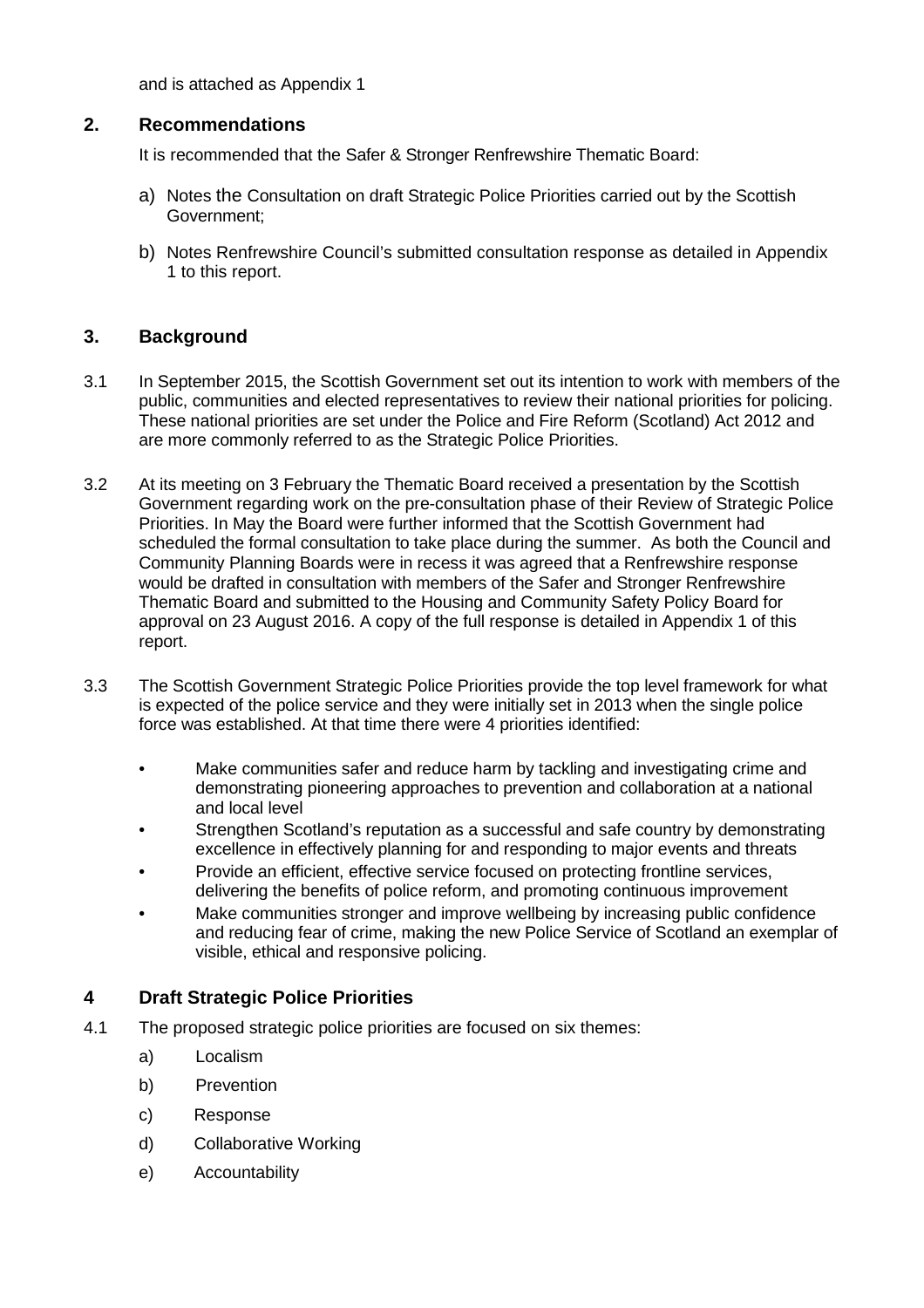and is attached as Appendix 1

## 2. Recommendations

It is recommended that the Safer & Stronger Renfrewshire Thematic Board:

a) Notes the Consultation on draft Strategic Police Priorities carried out by the Scottish Government;

b) Notes Renfrewshire Council's submitted consultation response as detailed in Appendix 1 to this report.

## 3. Background

3.1 In September 2015, the Scottish Government set out its intention to work with members of the public, communities and elected representatives to review their national priorities for policing. These national priorities are set under the Police and Fire Reform (Scotland) Act 2012 and are more commonly referred to as the Strategic Police Priorities.

3.2 At its meeting on 3 February the Thematic Board received a presentation by the Scottish Government regarding work on the pre-consultation phase of their Review of Strategic Police Priorities. In May the Board were further informed that the Scottish Government had scheduled the formal consultation to take place during the summer. As both the Council and Community Planning Boards were in recess it was agreed that a Renfrewshire response would be drafted in consultation with members of the Safer and Stronger Renfrewshire Thematic Board and submitted to the Housing and Community Safety Policy Board for approval on 23 August 2016. A copy of the full response is detailed in Appendix 1 of this report.

3.3 The Scottish Government Strategic Police Priorities provide the top level framework for what is expected of the police service and they were initially set in 2013 when the single police force was established. At that time there were 4 priorities identified:

- Make communities safer and reduce harm by tackling and investigating crime and demonstrating pioneering approaches to prevention and collaboration at a national and local level
- Strengthen Scotland's reputation as a successful and safe country by demonstrating excellence in effectively planning for and responding to major events and threats
- Provide an efficient, effective service focused on protecting frontline services, delivering the benefits of police reform, and promoting continuous improvement
- Make communities stronger and improve wellbeing by increasing public confidence and reducing fear of crime, making the new Police Service of Scotland an exemplar of visible, ethical and responsive policing.

## 4 Draft Strategic Police Priorities

4.1 The proposed strategic police priorities are focused on six themes:

a) Localism

b) Prevention

c) Response

d) Collaborative Working

e) Accountability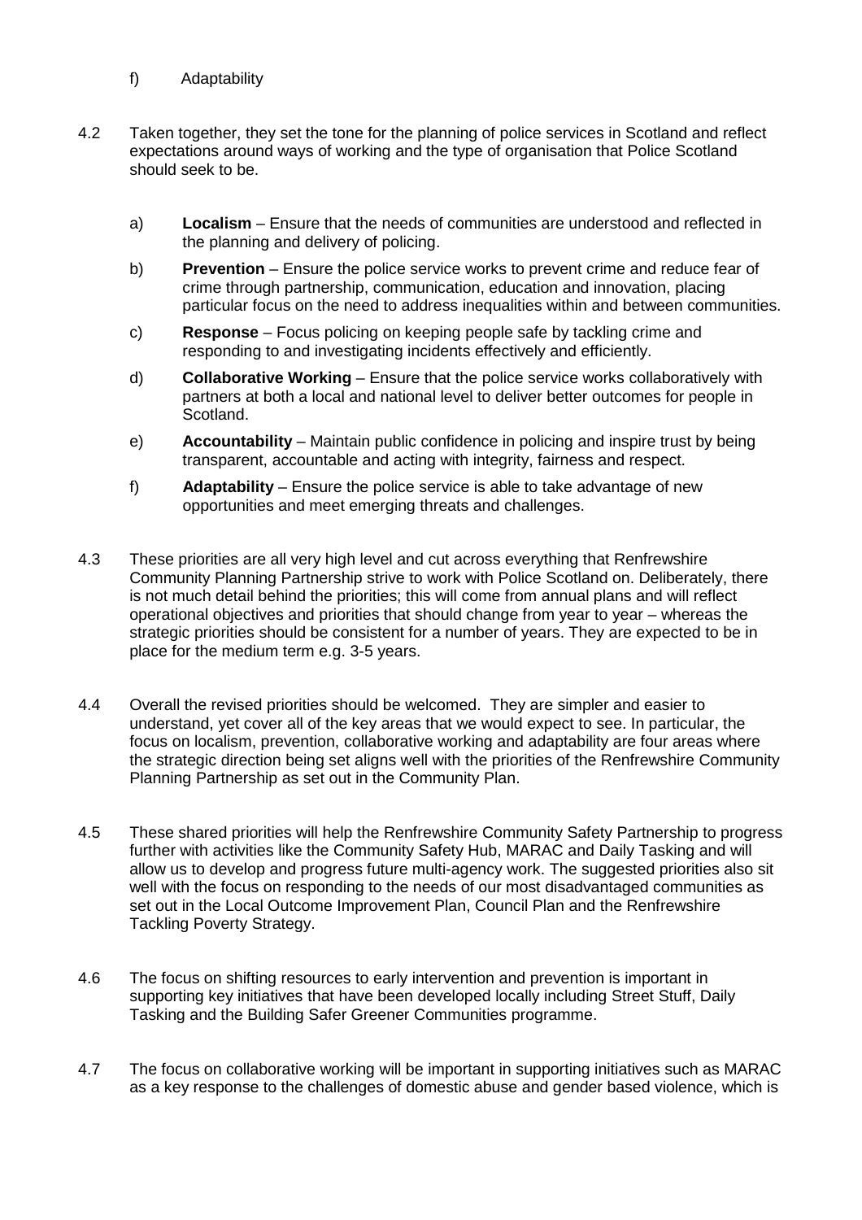f) Adaptability

4.2 Taken together, they set the tone for the planning of police services in Scotland and reflect expectations around ways of working and the type of organisation that Police Scotland should seek to be.

a) **Localism** – Ensure that the needs of communities are understood and reflected in the planning and delivery of policing.

b) **Prevention** – Ensure the police service works to prevent crime and reduce fear of crime through partnership, communication, education and innovation, placing particular focus on the need to address inequalities within and between communities.

c) **Response** – Focus policing on keeping people safe by tackling crime and responding to and investigating incidents effectively and efficiently.

d) **Collaborative Working** – Ensure that the police service works collaboratively with partners at both a local and national level to deliver better outcomes for people in Scotland.

e) **Accountability** – Maintain public confidence in policing and inspire trust by being transparent, accountable and acting with integrity, fairness and respect.

f) **Adaptability** – Ensure the police service is able to take advantage of new opportunities and meet emerging threats and challenges.

4.3 These priorities are all very high level and cut across everything that Renfrewshire Community Planning Partnership strive to work with Police Scotland on. Deliberately, there is not much detail behind the priorities; this will come from annual plans and will reflect operational objectives and priorities that should change from year to year – whereas the strategic priorities should be consistent for a number of years. They are expected to be in place for the medium term e.g. 3-5 years.

4.4 Overall the revised priorities should be welcomed. They are simpler and easier to understand, yet cover all of the key areas that we would expect to see. In particular, the focus on localism, prevention, collaborative working and adaptability are four areas where the strategic direction being set aligns well with the priorities of the Renfrewshire Community Planning Partnership as set out in the Community Plan.

4.5 These shared priorities will help the Renfrewshire Community Safety Partnership to progress further with activities like the Community Safety Hub, MARAC and Daily Tasking and will allow us to develop and progress future multi-agency work. The suggested priorities also sit well with the focus on responding to the needs of our most disadvantaged communities as set out in the Local Outcome Improvement Plan, Council Plan and the Renfrewshire Tackling Poverty Strategy.

4.6 The focus on shifting resources to early intervention and prevention is important in supporting key initiatives that have been developed locally including Street Stuff, Daily Tasking and the Building Safer Greener Communities programme.

4.7 The focus on collaborative working will be important in supporting initiatives such as MARAC as a key response to the challenges of domestic abuse and gender based violence, which is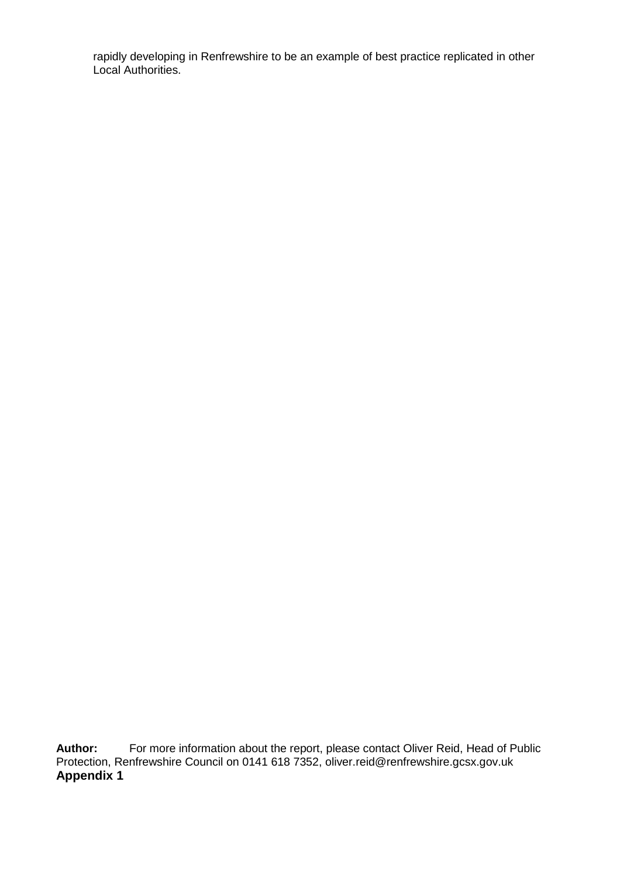rapidly developing in Renfrewshire to be an example of best practice replicated in other Local Authorities.

**Author:** For more information about the report, please contact Oliver Reid, Head of Public Protection, Renfrewshire Council on 0141 618 7352, oliver.reid@renfrewshire.gcsx.gov.uk

**Appendix 1**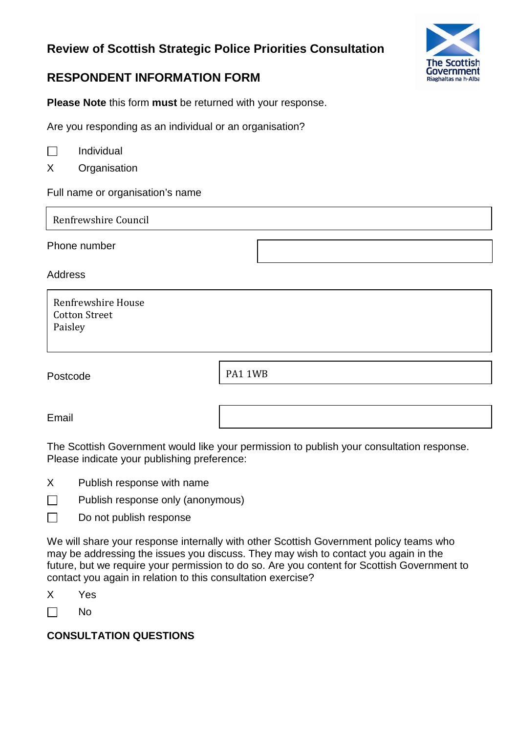## Review of Scottish Strategic Police Priorities Consultation

## RESPONDENT INFORMATION FORM

**Please Note** this form **must** be returned with your response.

Are you responding as an individual or an organisation?

☐ Individual

X Organisation

Full name or organisation's name

Renfrewshire Council

Phone number

Address

Renfrewshire House
Cotton Street
Paisley

Postcode

PA1 1WB

Email

The Scottish Government would like your permission to publish your consultation response. Please indicate your publishing preference:

X Publish response with name

☐ Publish response only (anonymous)

☐ Do not publish response

We will share your response internally with other Scottish Government policy teams who may be addressing the issues you discuss. They may wish to contact you again in the future, but we require your permission to do so. Are you content for Scottish Government to contact you again in relation to this consultation exercise?

X Yes

☐ No

### CONSULTATION QUESTIONS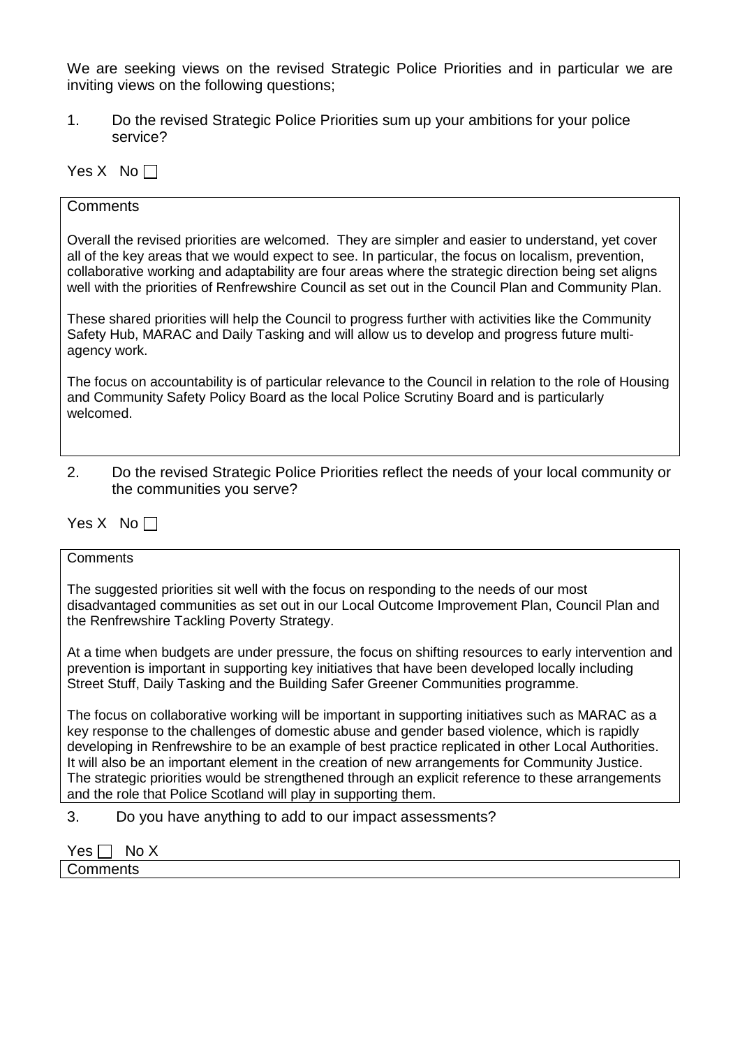We are seeking views on the revised Strategic Police Priorities and in particular we are inviting views on the following questions;

1. Do the revised Strategic Police Priorities sum up your ambitions for your police service?

Yes X No ☐

**Comments**

Overall the revised priorities are welcomed. They are simpler and easier to understand, yet cover all of the key areas that we would expect to see. In particular, the focus on localism, prevention, collaborative working and adaptability are four areas where the strategic direction being set aligns well with the priorities of Renfrewshire Council as set out in the Council Plan and Community Plan.

These shared priorities will help the Council to progress further with activities like the Community Safety Hub, MARAC and Daily Tasking and will allow us to develop and progress future multi-agency work.

The focus on accountability is of particular relevance to the Council in relation to the role of Housing and Community Safety Policy Board as the local Police Scrutiny Board and is particularly welcomed.

2. Do the revised Strategic Police Priorities reflect the needs of your local community or the communities you serve?

Yes X No ☐

**Comments**

The suggested priorities sit well with the focus on responding to the needs of our most disadvantaged communities as set out in our Local Outcome Improvement Plan, Council Plan and the Renfrewshire Tackling Poverty Strategy.

At a time when budgets are under pressure, the focus on shifting resources to early intervention and prevention is important in supporting key initiatives that have been developed locally including Street Stuff, Daily Tasking and the Building Safer Greener Communities programme.

The focus on collaborative working will be important in supporting initiatives such as MARAC as a key response to the challenges of domestic abuse and gender based violence, which is rapidly developing in Renfrewshire to be an example of best practice replicated in other Local Authorities. It will also be an important element in the creation of new arrangements for Community Justice. The strategic priorities would be strengthened through an explicit reference to these arrangements and the role that Police Scotland will play in supporting them.

3. Do you have anything to add to our impact assessments?

Yes ☐ No X

**Comments**